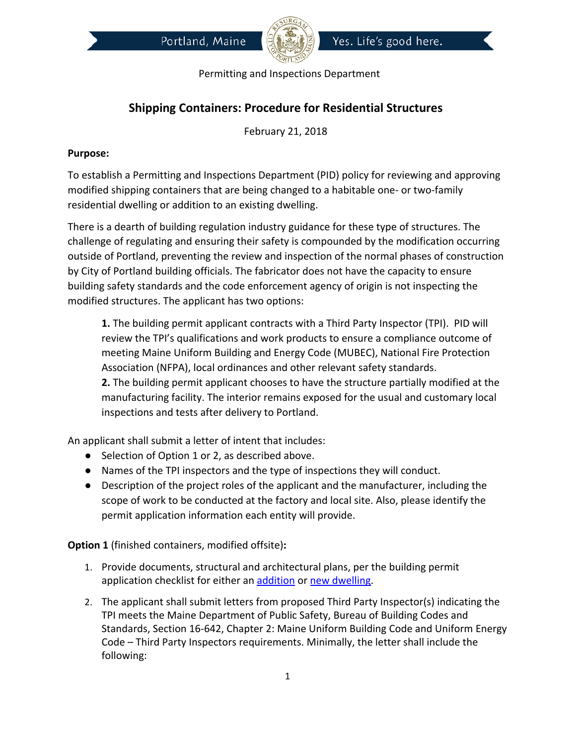Portland, Maine — Yes. Life's good here.

Permitting and Inspections Department

# Shipping Containers: Procedure for Residential Structures

February 21, 2018

**Purpose:**

To establish a Permitting and Inspections Department (PID) policy for reviewing and approving modified shipping containers that are being changed to a habitable one- or two-family residential dwelling or addition to an existing dwelling.

There is a dearth of building regulation industry guidance for these type of structures. The challenge of regulating and ensuring their safety is compounded by the modification occurring outside of Portland, preventing the review and inspection of the normal phases of construction by City of Portland building officials. The fabricator does not have the capacity to ensure building safety standards and the code enforcement agency of origin is not inspecting the modified structures. The applicant has two options:

> **1.** The building permit applicant contracts with a Third Party Inspector (TPI). PID will review the TPI's qualifications and work products to ensure a compliance outcome of meeting Maine Uniform Building and Energy Code (MUBEC), National Fire Protection Association (NFPA), local ordinances and other relevant safety standards.
> **2.** The building permit applicant chooses to have the structure partially modified at the manufacturing facility. The interior remains exposed for the usual and customary local inspections and tests after delivery to Portland.

An applicant shall submit a letter of intent that includes:

- Selection of Option 1 or 2, as described above.
- Names of the TPI inspectors and the type of inspections they will conduct.
- Description of the project roles of the applicant and the manufacturer, including the scope of work to be conducted at the factory and local site. Also, please identify the permit application information each entity will provide.

**Option 1** (finished containers, modified offsite)**:**

1. Provide documents, structural and architectural plans, per the building permit application checklist for either an addition or new dwelling.
2. The applicant shall submit letters from proposed Third Party Inspector(s) indicating the TPI meets the Maine Department of Public Safety, Bureau of Building Codes and Standards, Section 16-642, Chapter 2: Maine Uniform Building Code and Uniform Energy Code – Third Party Inspectors requirements. Minimally, the letter shall include the following: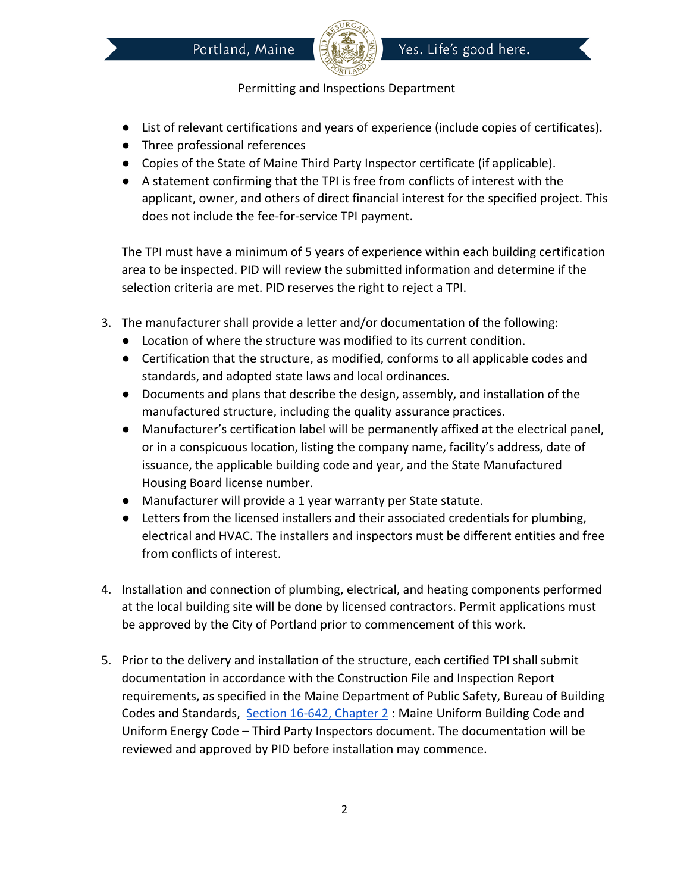- List of relevant certifications and years of experience (include copies of certificates).
- Three professional references
- Copies of the State of Maine Third Party Inspector certificate (if applicable).
- A statement confirming that the TPI is free from conflicts of interest with the applicant, owner, and others of direct financial interest for the specified project. This does not include the fee-for-service TPI payment.

The TPI must have a minimum of 5 years of experience within each building certification area to be inspected. PID will review the submitted information and determine if the selection criteria are met. PID reserves the right to reject a TPI.

3. The manufacturer shall provide a letter and/or documentation of the following:
   - Location of where the structure was modified to its current condition.
   - Certification that the structure, as modified, conforms to all applicable codes and standards, and adopted state laws and local ordinances.
   - Documents and plans that describe the design, assembly, and installation of the manufactured structure, including the quality assurance practices.
   - Manufacturer's certification label will be permanently affixed at the electrical panel, or in a conspicuous location, listing the company name, facility's address, date of issuance, the applicable building code and year, and the State Manufactured Housing Board license number.
   - Manufacturer will provide a 1 year warranty per State statute.
   - Letters from the licensed installers and their associated credentials for plumbing, electrical and HVAC. The installers and inspectors must be different entities and free from conflicts of interest.

4. Installation and connection of plumbing, electrical, and heating components performed at the local building site will be done by licensed contractors. Permit applications must be approved by the City of Portland prior to commencement of this work.

5. Prior to the delivery and installation of the structure, each certified TPI shall submit documentation in accordance with the Construction File and Inspection Report requirements, as specified in the Maine Department of Public Safety, Bureau of Building Codes and Standards, Section 16-642, Chapter 2 : Maine Uniform Building Code and Uniform Energy Code – Third Party Inspectors document. The documentation will be reviewed and approved by PID before installation may commence.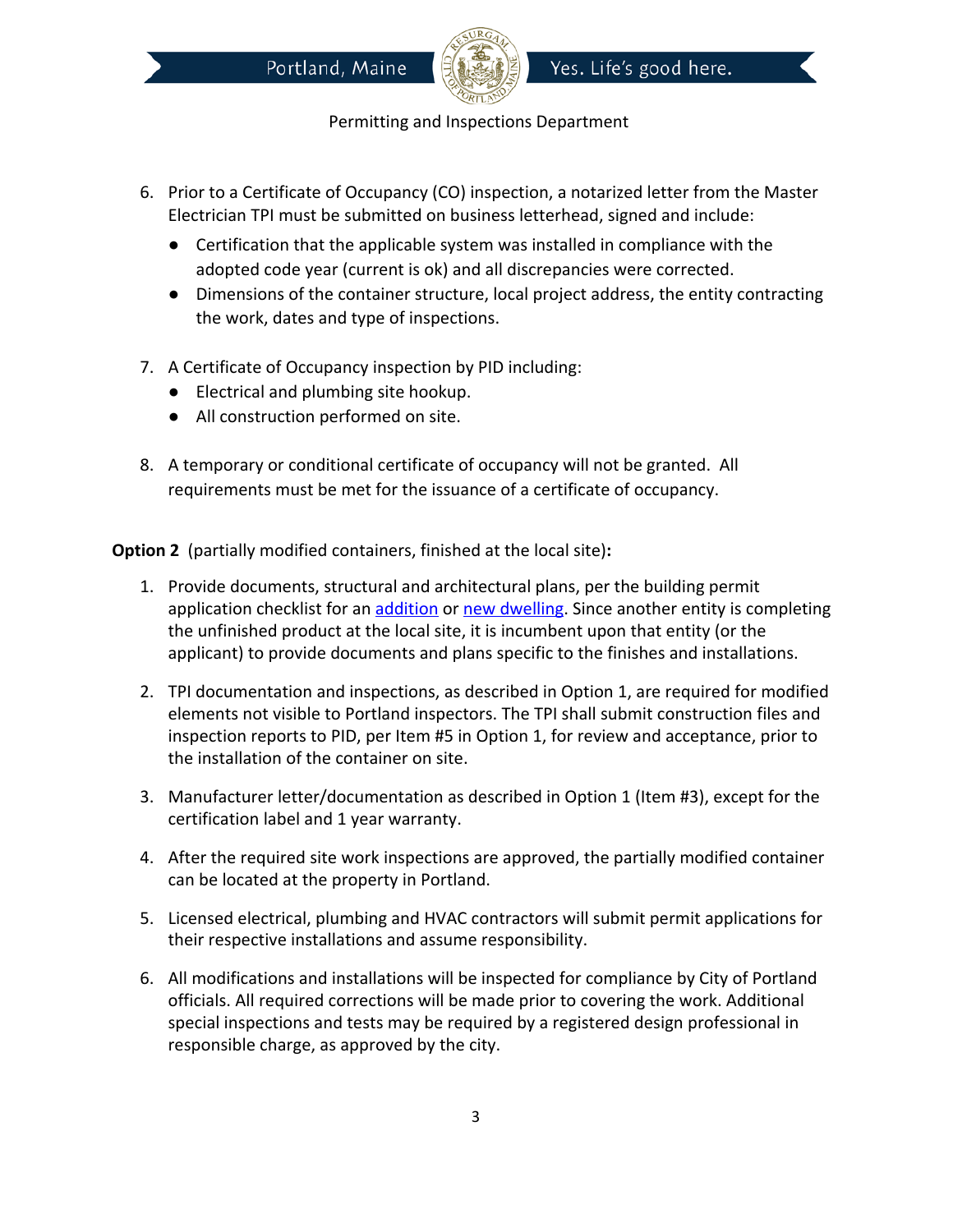6. Prior to a Certificate of Occupancy (CO) inspection, a notarized letter from the Master Electrician TPI must be submitted on business letterhead, signed and include:
   - Certification that the applicable system was installed in compliance with the adopted code year (current is ok) and all discrepancies were corrected.
   - Dimensions of the container structure, local project address, the entity contracting the work, dates and type of inspections.

7. A Certificate of Occupancy inspection by PID including:
   - Electrical and plumbing site hookup.
   - All construction performed on site.

8. A temporary or conditional certificate of occupancy will not be granted. All requirements must be met for the issuance of a certificate of occupancy.

**Option 2** (partially modified containers, finished at the local site)**:**

1. Provide documents, structural and architectural plans, per the building permit application checklist for an addition or new dwelling. Since another entity is completing the unfinished product at the local site, it is incumbent upon that entity (or the applicant) to provide documents and plans specific to the finishes and installations.

2. TPI documentation and inspections, as described in Option 1, are required for modified elements not visible to Portland inspectors. The TPI shall submit construction files and inspection reports to PID, per Item #5 in Option 1, for review and acceptance, prior to the installation of the container on site.

3. Manufacturer letter/documentation as described in Option 1 (Item #3), except for the certification label and 1 year warranty.

4. After the required site work inspections are approved, the partially modified container can be located at the property in Portland.

5. Licensed electrical, plumbing and HVAC contractors will submit permit applications for their respective installations and assume responsibility.

6. All modifications and installations will be inspected for compliance by City of Portland officials. All required corrections will be made prior to covering the work. Additional special inspections and tests may be required by a registered design professional in responsible charge, as approved by the city.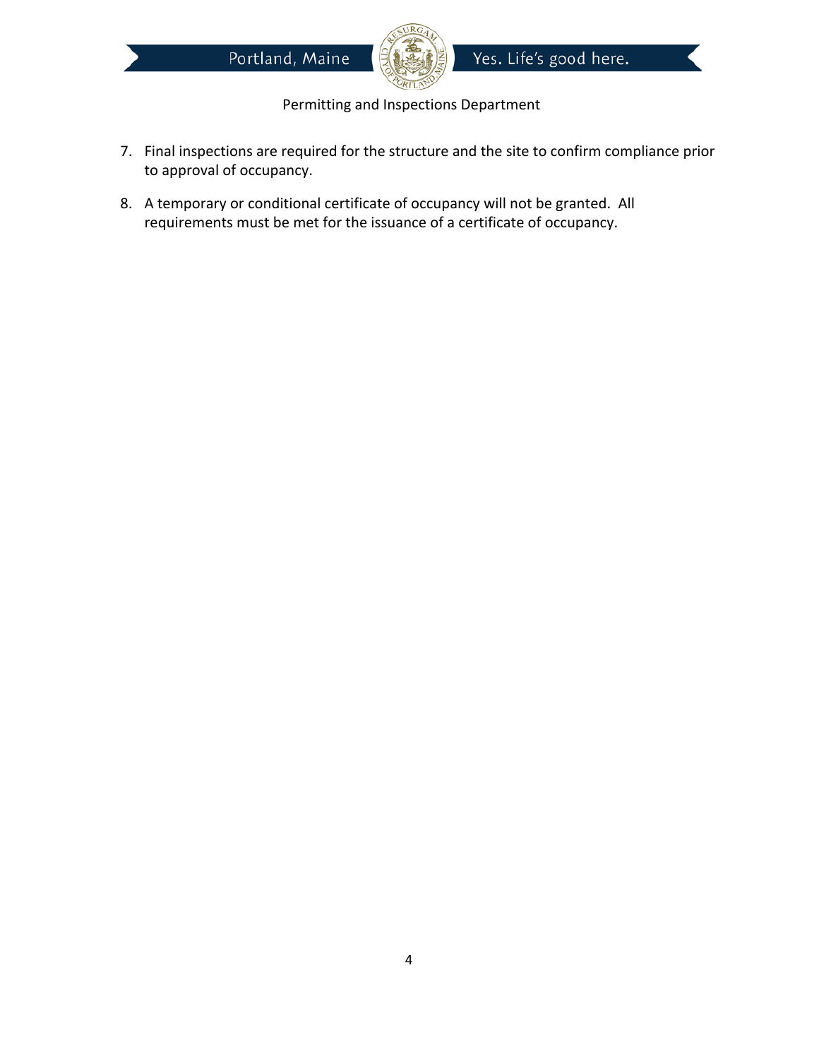7. Final inspections are required for the structure and the site to confirm compliance prior to approval of occupancy.

8. A temporary or conditional certificate of occupancy will not be granted.  All requirements must be met for the issuance of a certificate of occupancy.